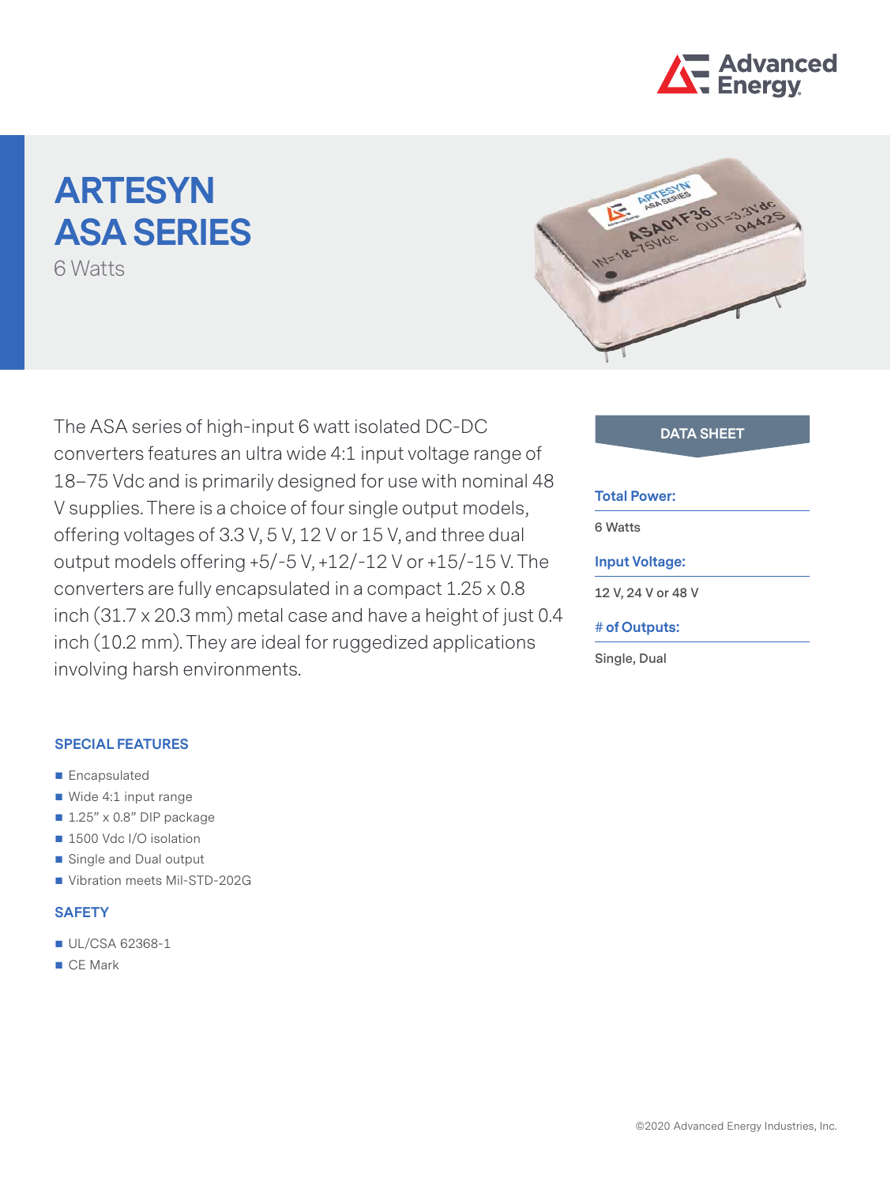# ARTESYN ASA SERIES

6 Watts

The ASA series of high-input 6 watt isolated DC-DC converters features an ultra wide 4:1 input voltage range of 18–75 Vdc and is primarily designed for use with nominal 48 V supplies. There is a choice of four single output models, offering voltages of 3.3 V, 5 V, 12 V or 15 V, and three dual output models offering +5/-5 V, +12/-12 V or +15/-15 V. The converters are fully encapsulated in a compact 1.25 x 0.8 inch (31.7 x 20.3 mm) metal case and have a height of just 0.4 inch (10.2 mm). They are ideal for ruggedized applications involving harsh environments.

**DATA SHEET**

**Total Power:**

6 Watts

**Input Voltage:**

12 V, 24 V or 48 V

**# of Outputs:**

Single, Dual

## SPECIAL FEATURES

- Encapsulated
- Wide 4:1 input range
- 1.25" x 0.8" DIP package
- 1500 Vdc I/O isolation
- Single and Dual output
- Vibration meets Mil-STD-202G

## SAFETY

- UL/CSA 62368-1
- CE Mark

©2020 Advanced Energy Industries, Inc.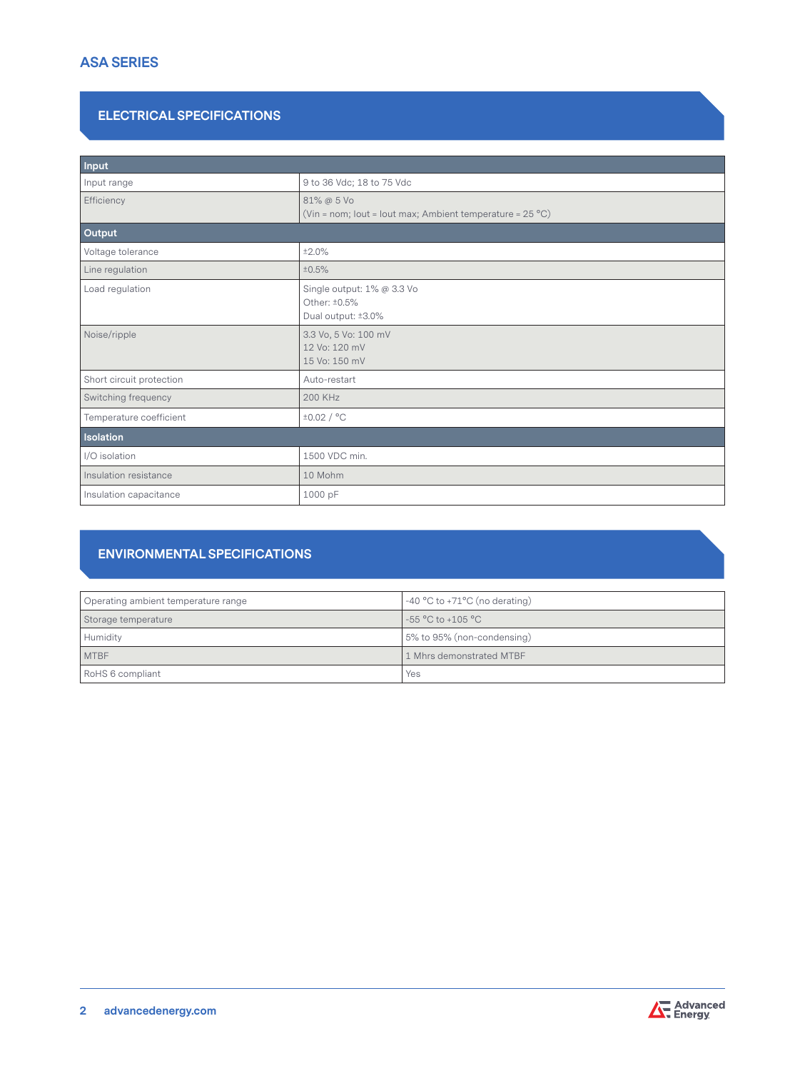## ELECTRICAL SPECIFICATIONS

| Input | |
|---|---|
| Input range | 9 to 36 Vdc; 18 to 75 Vdc |
| Efficiency | 81% @ 5 Vo<br>(Vin = nom; Iout = Iout max; Ambient temperature = 25 °C) |
| **Output** | |
| Voltage tolerance | ±2.0% |
| Line regulation | ±0.5% |
| Load regulation | Single output: 1% @ 3.3 Vo<br>Other: ±0.5%<br>Dual output: ±3.0% |
| Noise/ripple | 3.3 Vo, 5 Vo: 100 mV<br>12 Vo: 120 mV<br>15 Vo: 150 mV |
| Short circuit protection | Auto-restart |
| Switching frequency | 200 KHz |
| Temperature coefficient | ±0.02 / °C |
| **Isolation** | |
| I/O isolation | 1500 VDC min. |
| Insulation resistance | 10 Mohm |
| Insulation capacitance | 1000 pF |

## ENVIRONMENTAL SPECIFICATIONS

| | |
|---|---|
| Operating ambient temperature range | -40 °C to +71°C (no derating) |
| Storage temperature | -55 °C to +105 °C |
| Humidity | 5% to 95% (non-condensing) |
| MTBF | 1 Mhrs demonstrated MTBF |
| RoHS 6 compliant | Yes |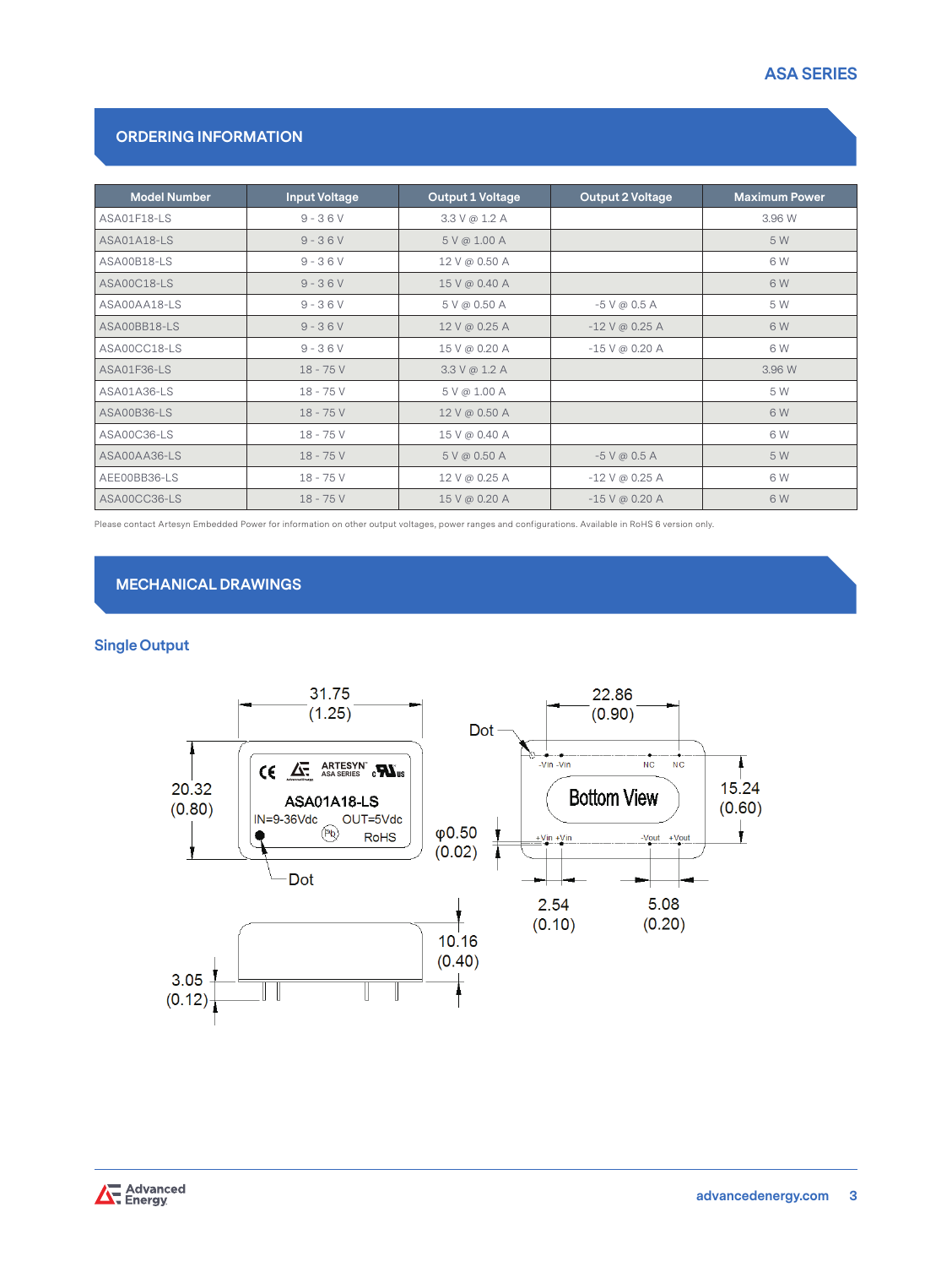## ORDERING INFORMATION

| Model Number | Input Voltage | Output 1 Voltage | Output 2 Voltage | Maximum Power |
|---|---|---|---|---|
| ASA01F18-LS | 9 - 3 6 V | 3.3 V @ 1.2 A | | 3.96 W |
| ASA01A18-LS | 9 - 3 6 V | 5 V @ 1.00 A | | 5 W |
| ASA00B18-LS | 9 - 3 6 V | 12 V @ 0.50 A | | 6 W |
| ASA00C18-LS | 9 - 3 6 V | 15 V @ 0.40 A | | 6 W |
| ASA00AA18-LS | 9 - 3 6 V | 5 V @ 0.50 A | -5 V @ 0.5 A | 5 W |
| ASA00BB18-LS | 9 - 3 6 V | 12 V @ 0.25 A | -12 V @ 0.25 A | 6 W |
| ASA00CC18-LS | 9 - 3 6 V | 15 V @ 0.20 A | -15 V @ 0.20 A | 6 W |
| ASA01F36-LS | 18 - 75 V | 3.3 V @ 1.2 A | | 3.96 W |
| ASA01A36-LS | 18 - 75 V | 5 V @ 1.00 A | | 5 W |
| ASA00B36-LS | 18 - 75 V | 12 V @ 0.50 A | | 6 W |
| ASA00C36-LS | 18 - 75 V | 15 V @ 0.40 A | | 6 W |
| ASA00AA36-LS | 18 - 75 V | 5 V @ 0.50 A | -5 V @ 0.5 A | 5 W |
| AEE00BB36-LS | 18 - 75 V | 12 V @ 0.25 A | -12 V @ 0.25 A | 6 W |
| ASA00CC36-LS | 18 - 75 V | 15 V @ 0.20 A | -15 V @ 0.20 A | 6 W |

Please contact Artesyn Embedded Power for information on other output voltages, power ranges and configurations. Available in RoHS 6 version only.

## MECHANICAL DRAWINGS

### Single Output

31.75 (1.25)

20.32 (0.80)

ASA01A18-LS
IN=9-36Vdc OUT=5Vdc
RoHS

Dot

φ0.50 (0.02)

22.86 (0.90)

Dot

-Vin -Vin NC NC

Bottom View

+Vin +Vin -Vout +Vout

15.24 (0.60)

2.54 (0.10)

5.08 (0.20)

10.16 (0.40)

3.05 (0.12)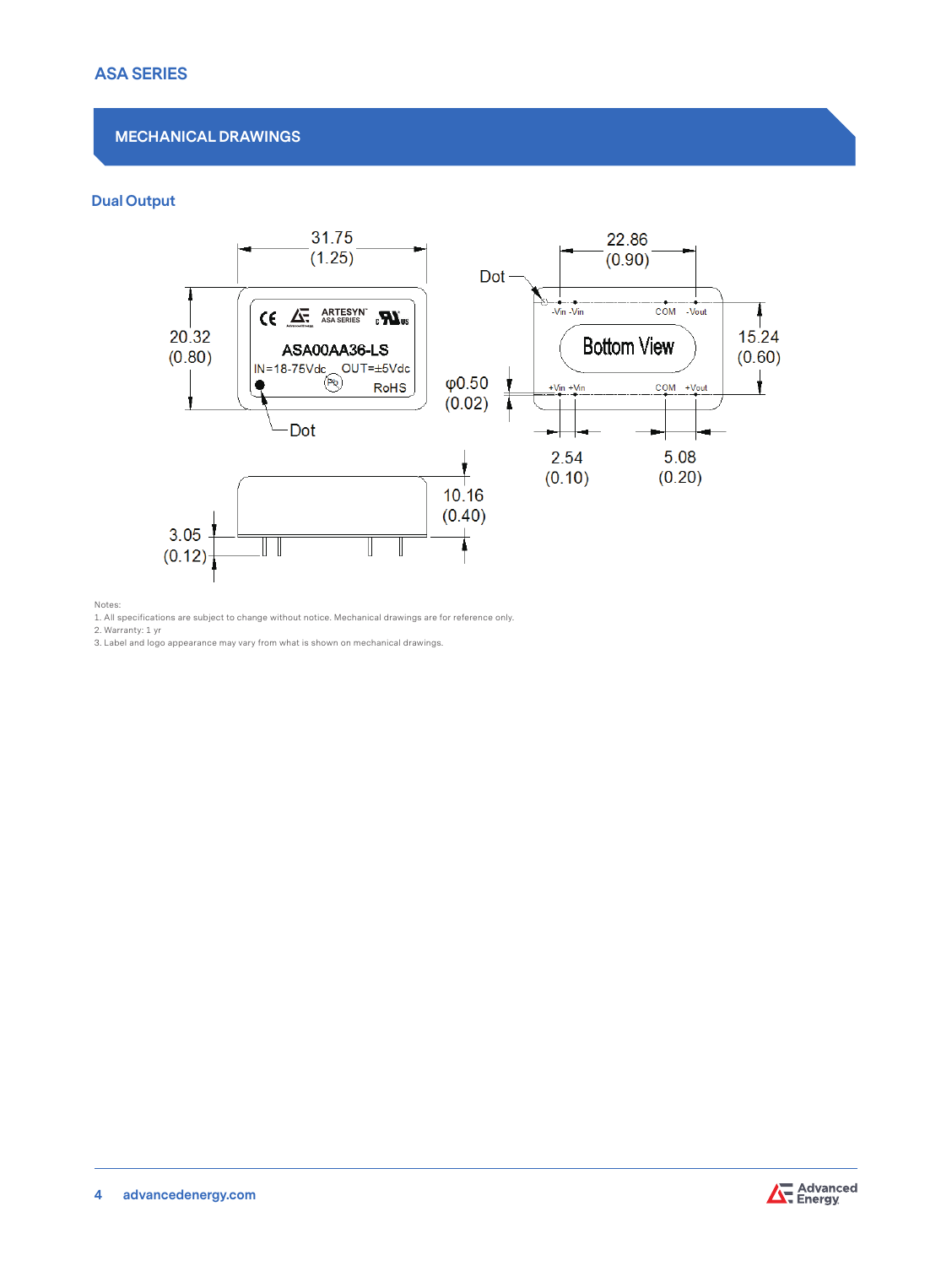## MECHANICAL DRAWINGS

### Dual Output

31.75
(1.25)

20.32
(0.80)

ARTESYN
ASA SERIES

ASA00AA36-LS

IN=18-75Vdc OUT=±5Vdc

RoHS

Dot

22.86
(0.90)

Dot

-Vin -Vin COM -Vout

Bottom View

+Vin +Vin COM +Vout

15.24
(0.60)

φ0.50
(0.02)

2.54
(0.10)

5.08
(0.20)

10.16
(0.40)

3.05
(0.12)

Notes:
1. All specifications are subject to change without notice. Mechanical drawings are for reference only.
2. Warranty: 1 yr
3. Label and logo appearance may vary from what is shown on mechanical drawings.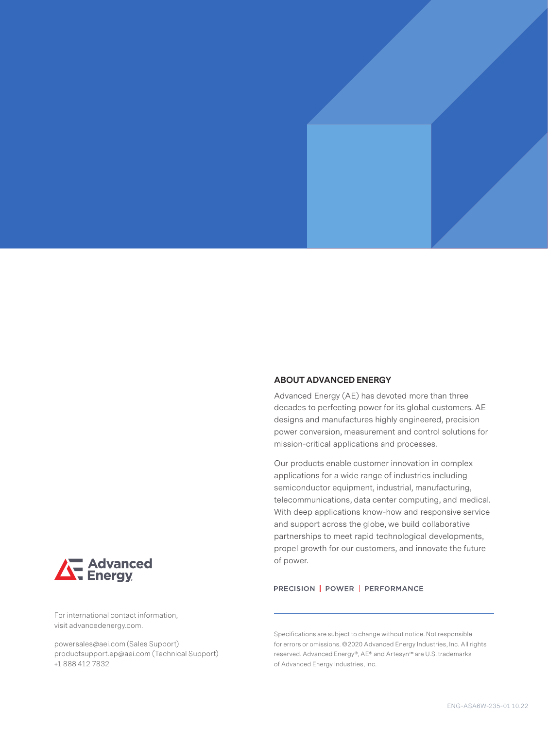## ABOUT ADVANCED ENERGY

Advanced Energy (AE) has devoted more than three decades to perfecting power for its global customers. AE designs and manufactures highly engineered, precision power conversion, measurement and control solutions for mission-critical applications and processes.

Our products enable customer innovation in complex applications for a wide range of industries including semiconductor equipment, industrial, manufacturing, telecommunications, data center computing, and medical. With deep applications know-how and responsive service and support across the globe, we build collaborative partnerships to meet rapid technological developments, propel growth for our customers, and innovate the future of power.

PRECISION | POWER | PERFORMANCE

Advanced Energy

For international contact information, visit advancedenergy.com.

powersales@aei.com (Sales Support)
productsupport.ep@aei.com (Technical Support)
+1 888 412 7832

Specifications are subject to change without notice. Not responsible for errors or omissions. ©2020 Advanced Energy Industries, Inc. All rights reserved. Advanced Energy®, AE® and Artesyn™ are U.S. trademarks of Advanced Energy Industries, Inc.

ENG-ASA6W-235-01 10.22